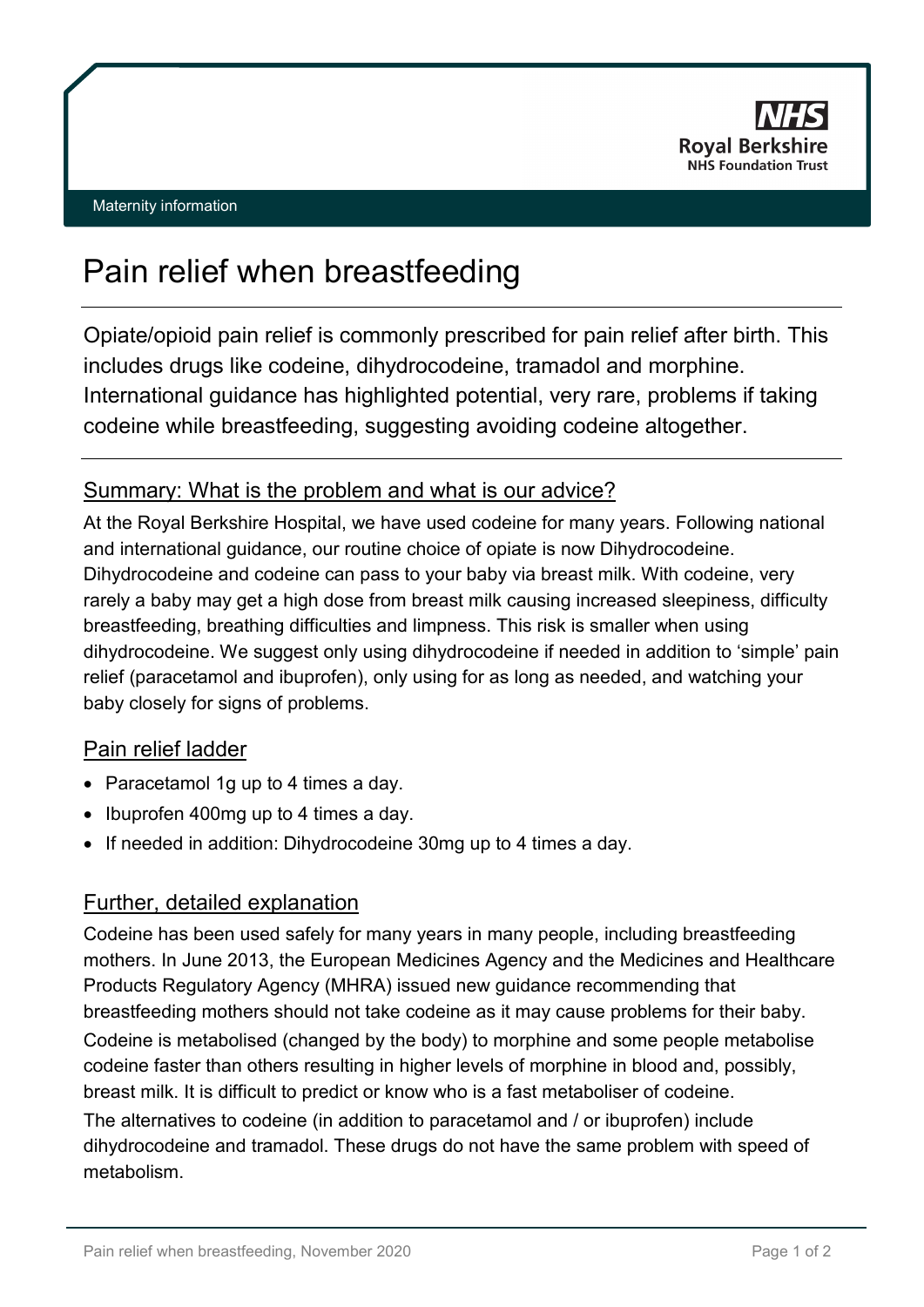Maternity information

# Pain relief when breastfeeding

Opiate/opioid pain relief is commonly prescribed for pain relief after birth. This includes drugs like codeine, dihydrocodeine, tramadol and morphine. International guidance has highlighted potential, very rare, problems if taking codeine while breastfeeding, suggesting avoiding codeine altogether.

## Summary: What is the problem and what is our advice?

At the Royal Berkshire Hospital, we have used codeine for many years. Following national and international guidance, our routine choice of opiate is now Dihydrocodeine. Dihydrocodeine and codeine can pass to your baby via breast milk. With codeine, very rarely a baby may get a high dose from breast milk causing increased sleepiness, difficulty breastfeeding, breathing difficulties and limpness. This risk is smaller when using dihydrocodeine. We suggest only using dihydrocodeine if needed in addition to 'simple' pain relief (paracetamol and ibuprofen), only using for as long as needed, and watching your baby closely for signs of problems.

## Pain relief ladder

- Paracetamol 1g up to 4 times a day.
- Ibuprofen 400mg up to 4 times a day.
- If needed in addition: Dihydrocodeine 30mg up to 4 times a day.

## Further, detailed explanation

Codeine has been used safely for many years in many people, including breastfeeding mothers. In June 2013, the European Medicines Agency and the Medicines and Healthcare Products Regulatory Agency (MHRA) issued new guidance recommending that breastfeeding mothers should not take codeine as it may cause problems for their baby.

Codeine is metabolised (changed by the body) to morphine and some people metabolise codeine faster than others resulting in higher levels of morphine in blood and, possibly, breast milk. It is difficult to predict or know who is a fast metaboliser of codeine.

The alternatives to codeine (in addition to paracetamol and / or ibuprofen) include dihydrocodeine and tramadol. These drugs do not have the same problem with speed of metabolism.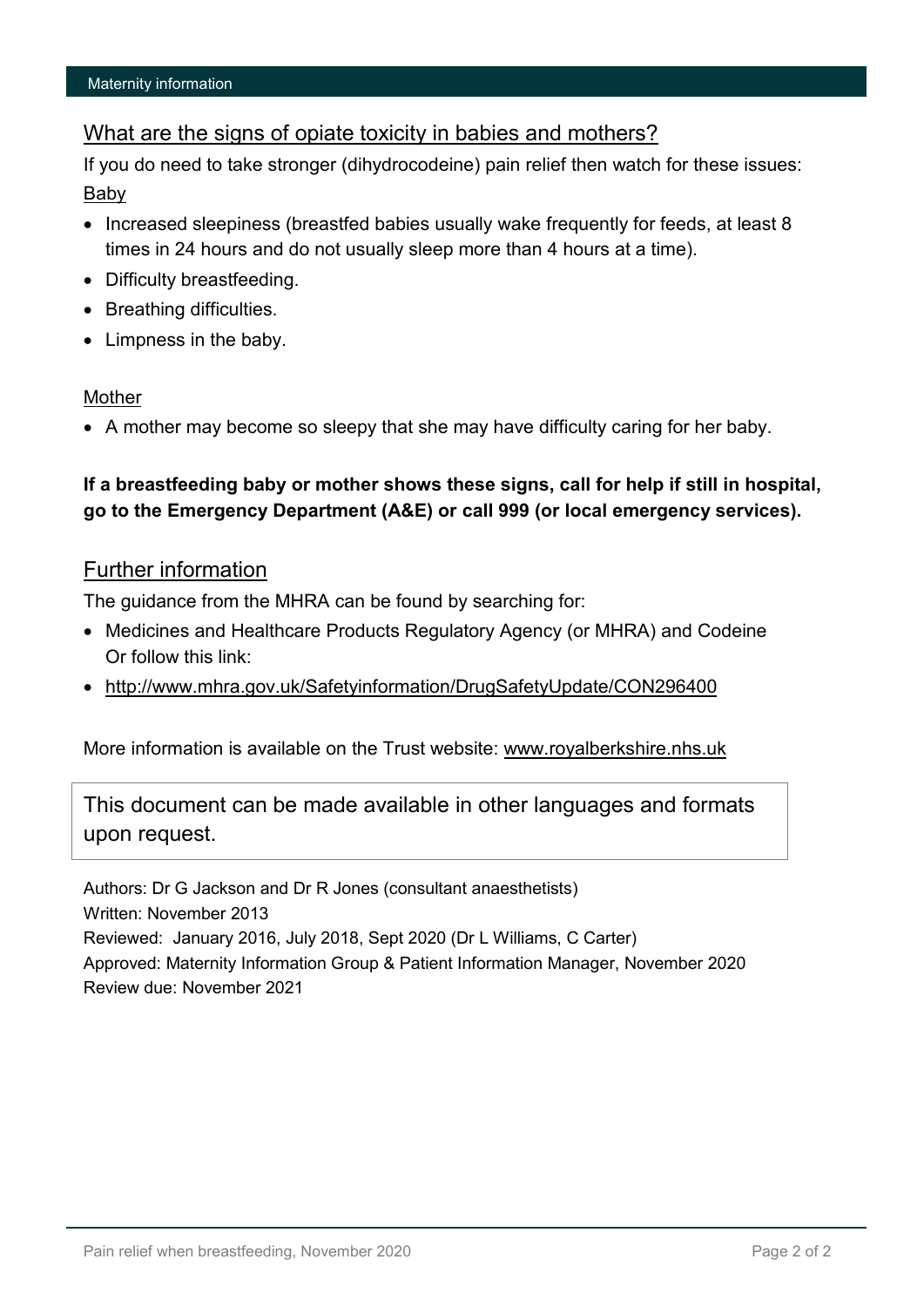## What are the signs of opiate toxicity in babies and mothers?

If you do need to take stronger (dihydrocodeine) pain relief then watch for these issues:

Baby

- Increased sleepiness (breastfed babies usually wake frequently for feeds, at least 8 times in 24 hours and do not usually sleep more than 4 hours at a time).
- Difficulty breastfeeding.
- Breathing difficulties.
- Limpness in the baby.

Mother

- A mother may become so sleepy that she may have difficulty caring for her baby.

**If a breastfeeding baby or mother shows these signs, call for help if still in hospital, go to the Emergency Department (A&E) or call 999 (or local emergency services).**

## Further information

The guidance from the MHRA can be found by searching for:

- Medicines and Healthcare Products Regulatory Agency (or MHRA) and Codeine Or follow this link:
- http://www.mhra.gov.uk/Safetyinformation/DrugSafetyUpdate/CON296400

More information is available on the Trust website: www.royalberkshire.nhs.uk

This document can be made available in other languages and formats upon request.

Authors: Dr G Jackson and Dr R Jones (consultant anaesthetists)
Written: November 2013
Reviewed: January 2016, July 2018, Sept 2020 (Dr L Williams, C Carter)
Approved: Maternity Information Group & Patient Information Manager, November 2020
Review due: November 2021